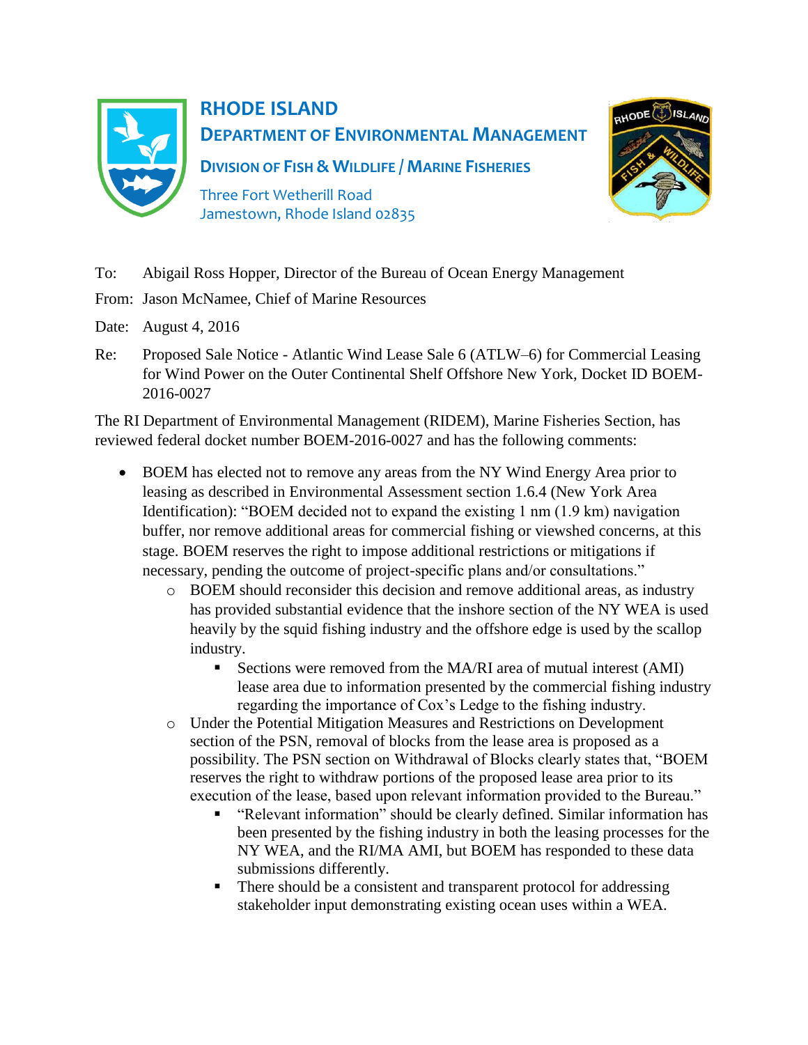**RHODE ISLAND**
**DEPARTMENT OF ENVIRONMENTAL MANAGEMENT**
**DIVISION OF FISH & WILDLIFE / MARINE FISHERIES**
Three Fort Wetherill Road
Jamestown, Rhode Island 02835

To: Abigail Ross Hopper, Director of the Bureau of Ocean Energy Management

From: Jason McNamee, Chief of Marine Resources

Date: August 4, 2016

Re: Proposed Sale Notice - Atlantic Wind Lease Sale 6 (ATLW–6) for Commercial Leasing for Wind Power on the Outer Continental Shelf Offshore New York, Docket ID BOEM-2016-0027

The RI Department of Environmental Management (RIDEM), Marine Fisheries Section, has reviewed federal docket number BOEM-2016-0027 and has the following comments:

- BOEM has elected not to remove any areas from the NY Wind Energy Area prior to leasing as described in Environmental Assessment section 1.6.4 (New York Area Identification): "BOEM decided not to expand the existing 1 nm (1.9 km) navigation buffer, nor remove additional areas for commercial fishing or viewshed concerns, at this stage. BOEM reserves the right to impose additional restrictions or mitigations if necessary, pending the outcome of project-specific plans and/or consultations."
    - BOEM should reconsider this decision and remove additional areas, as industry has provided substantial evidence that the inshore section of the NY WEA is used heavily by the squid fishing industry and the offshore edge is used by the scallop industry.
        - Sections were removed from the MA/RI area of mutual interest (AMI) lease area due to information presented by the commercial fishing industry regarding the importance of Cox's Ledge to the fishing industry.
    - Under the Potential Mitigation Measures and Restrictions on Development section of the PSN, removal of blocks from the lease area is proposed as a possibility. The PSN section on Withdrawal of Blocks clearly states that, "BOEM reserves the right to withdraw portions of the proposed lease area prior to its execution of the lease, based upon relevant information provided to the Bureau."
        - "Relevant information" should be clearly defined. Similar information has been presented by the fishing industry in both the leasing processes for the NY WEA, and the RI/MA AMI, but BOEM has responded to these data submissions differently.
        - There should be a consistent and transparent protocol for addressing stakeholder input demonstrating existing ocean uses within a WEA.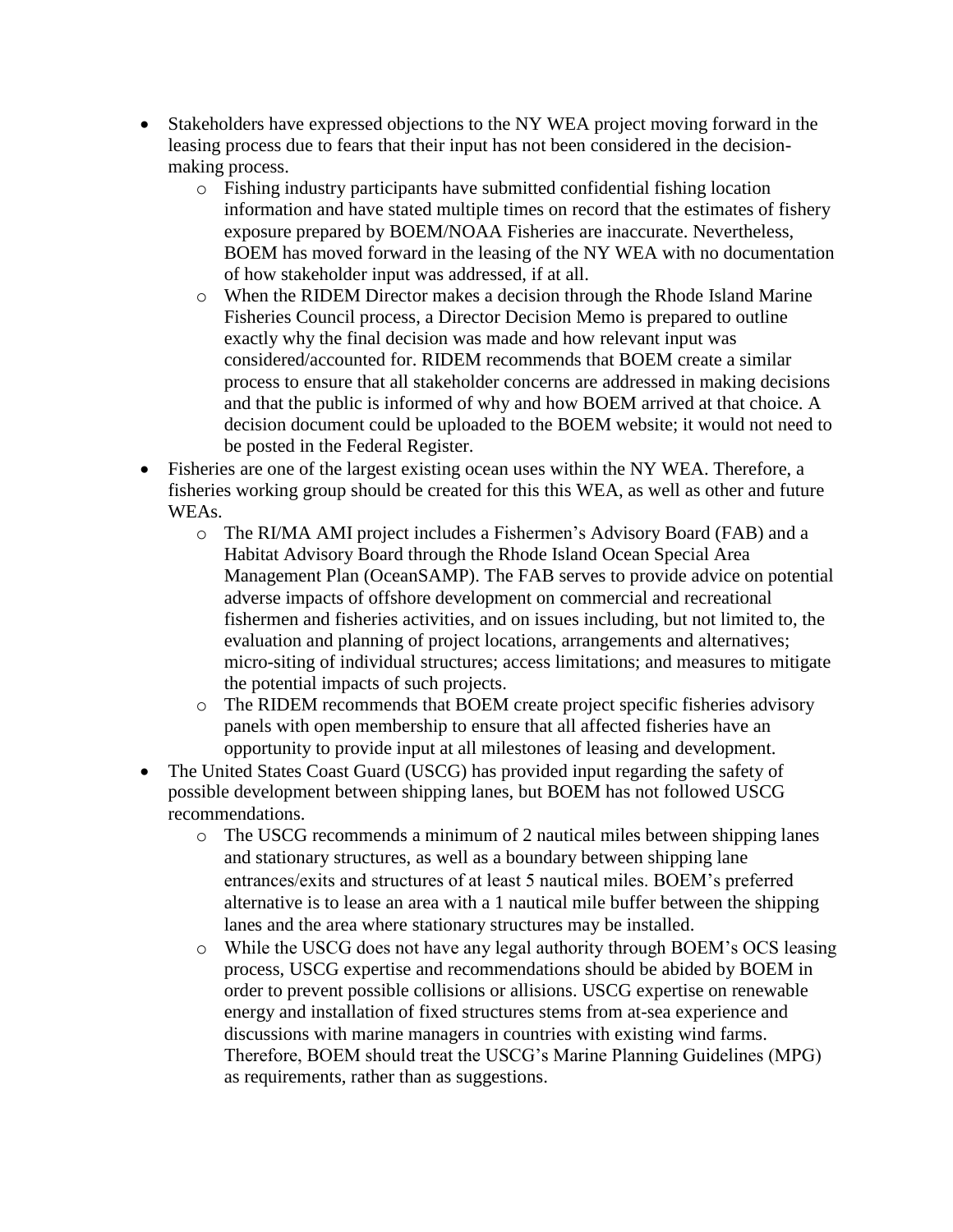- Stakeholders have expressed objections to the NY WEA project moving forward in the leasing process due to fears that their input has not been considered in the decision-making process.
    - Fishing industry participants have submitted confidential fishing location information and have stated multiple times on record that the estimates of fishery exposure prepared by BOEM/NOAA Fisheries are inaccurate. Nevertheless, BOEM has moved forward in the leasing of the NY WEA with no documentation of how stakeholder input was addressed, if at all.
    - When the RIDEM Director makes a decision through the Rhode Island Marine Fisheries Council process, a Director Decision Memo is prepared to outline exactly why the final decision was made and how relevant input was considered/accounted for. RIDEM recommends that BOEM create a similar process to ensure that all stakeholder concerns are addressed in making decisions and that the public is informed of why and how BOEM arrived at that choice. A decision document could be uploaded to the BOEM website; it would not need to be posted in the Federal Register.
- Fisheries are one of the largest existing ocean uses within the NY WEA. Therefore, a fisheries working group should be created for this this WEA, as well as other and future WEAs.
    - The RI/MA AMI project includes a Fishermen's Advisory Board (FAB) and a Habitat Advisory Board through the Rhode Island Ocean Special Area Management Plan (OceanSAMP). The FAB serves to provide advice on potential adverse impacts of offshore development on commercial and recreational fishermen and fisheries activities, and on issues including, but not limited to, the evaluation and planning of project locations, arrangements and alternatives; micro-siting of individual structures; access limitations; and measures to mitigate the potential impacts of such projects.
    - The RIDEM recommends that BOEM create project specific fisheries advisory panels with open membership to ensure that all affected fisheries have an opportunity to provide input at all milestones of leasing and development.
- The United States Coast Guard (USCG) has provided input regarding the safety of possible development between shipping lanes, but BOEM has not followed USCG recommendations.
    - The USCG recommends a minimum of 2 nautical miles between shipping lanes and stationary structures, as well as a boundary between shipping lane entrances/exits and structures of at least 5 nautical miles. BOEM's preferred alternative is to lease an area with a 1 nautical mile buffer between the shipping lanes and the area where stationary structures may be installed.
    - While the USCG does not have any legal authority through BOEM's OCS leasing process, USCG expertise and recommendations should be abided by BOEM in order to prevent possible collisions or allisions. USCG expertise on renewable energy and installation of fixed structures stems from at-sea experience and discussions with marine managers in countries with existing wind farms. Therefore, BOEM should treat the USCG's Marine Planning Guidelines (MPG) as requirements, rather than as suggestions.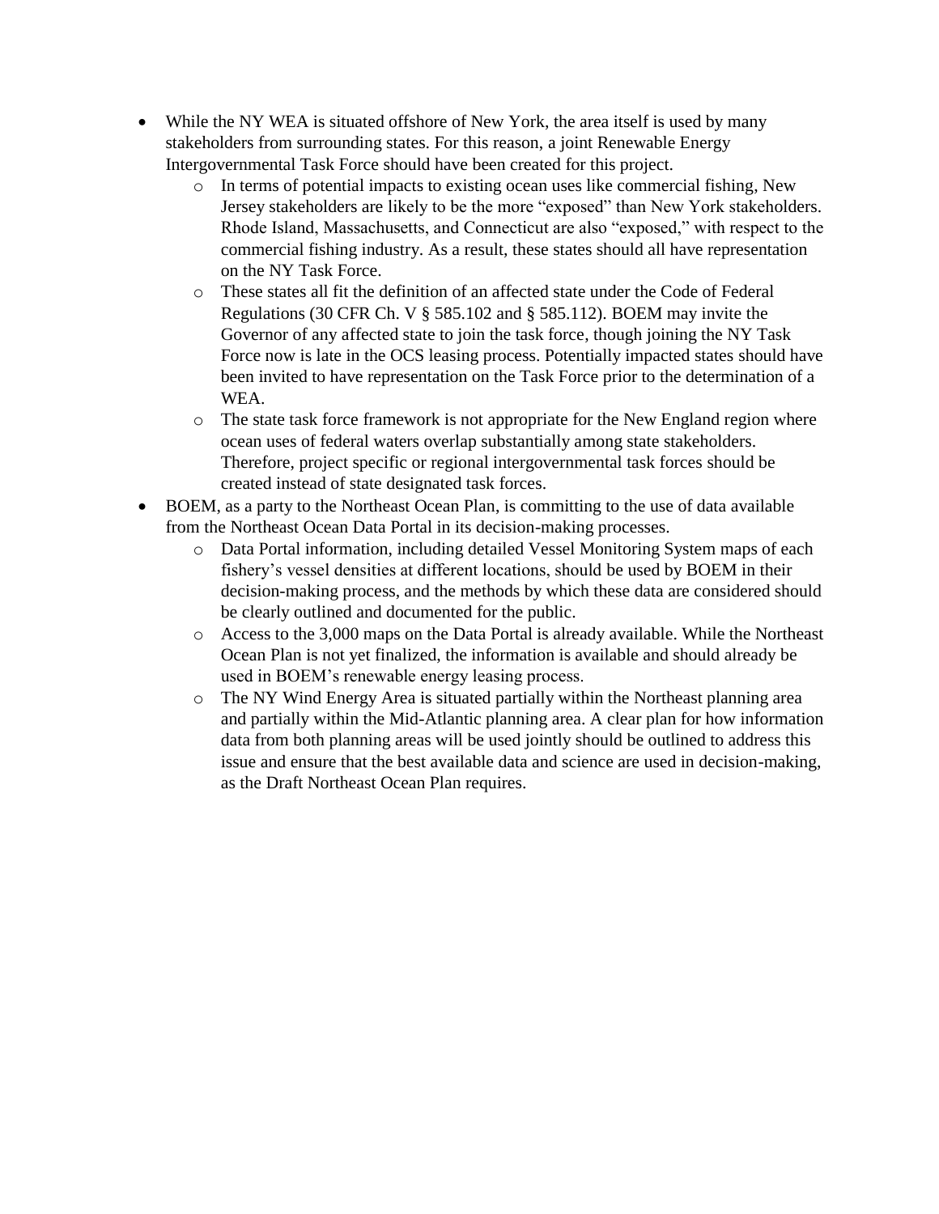- While the NY WEA is situated offshore of New York, the area itself is used by many stakeholders from surrounding states. For this reason, a joint Renewable Energy Intergovernmental Task Force should have been created for this project.
    - In terms of potential impacts to existing ocean uses like commercial fishing, New Jersey stakeholders are likely to be the more "exposed" than New York stakeholders. Rhode Island, Massachusetts, and Connecticut are also "exposed," with respect to the commercial fishing industry. As a result, these states should all have representation on the NY Task Force.
    - These states all fit the definition of an affected state under the Code of Federal Regulations (30 CFR Ch. V § 585.102 and § 585.112). BOEM may invite the Governor of any affected state to join the task force, though joining the NY Task Force now is late in the OCS leasing process. Potentially impacted states should have been invited to have representation on the Task Force prior to the determination of a WEA.
    - The state task force framework is not appropriate for the New England region where ocean uses of federal waters overlap substantially among state stakeholders. Therefore, project specific or regional intergovernmental task forces should be created instead of state designated task forces.
- BOEM, as a party to the Northeast Ocean Plan, is committing to the use of data available from the Northeast Ocean Data Portal in its decision-making processes.
    - Data Portal information, including detailed Vessel Monitoring System maps of each fishery's vessel densities at different locations, should be used by BOEM in their decision-making process, and the methods by which these data are considered should be clearly outlined and documented for the public.
    - Access to the 3,000 maps on the Data Portal is already available. While the Northeast Ocean Plan is not yet finalized, the information is available and should already be used in BOEM's renewable energy leasing process.
    - The NY Wind Energy Area is situated partially within the Northeast planning area and partially within the Mid-Atlantic planning area. A clear plan for how information data from both planning areas will be used jointly should be outlined to address this issue and ensure that the best available data and science are used in decision-making, as the Draft Northeast Ocean Plan requires.